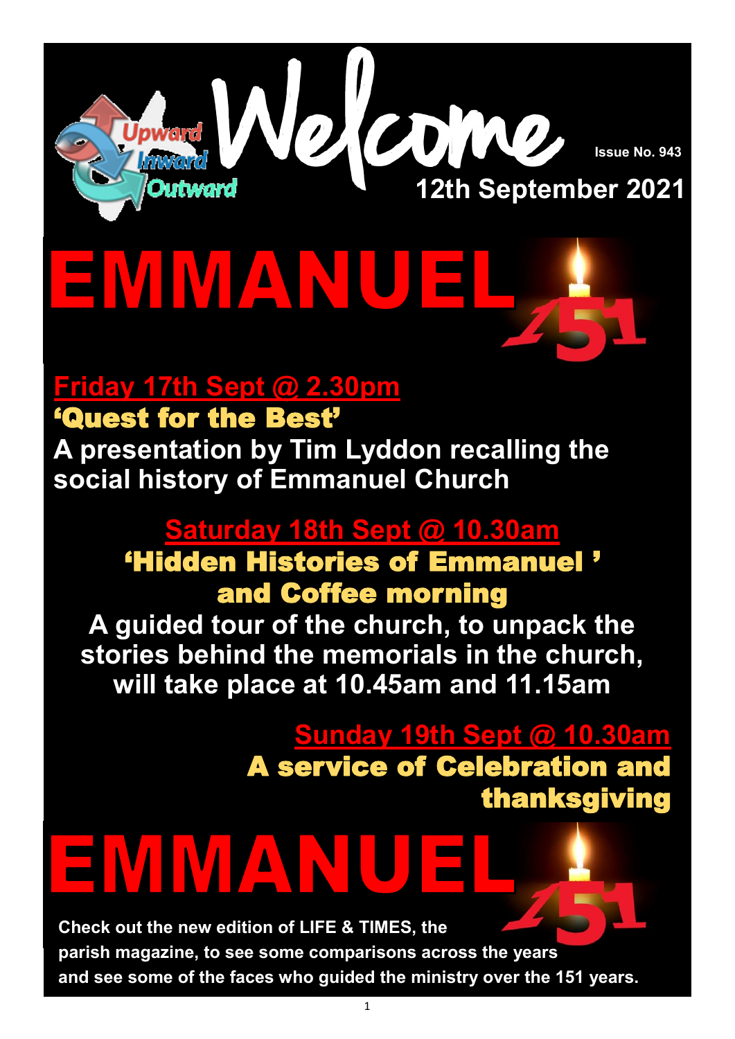Upward Inward Outward

# Welcome

Issue No. 943

**12th September 2021**

# EMMANUEL 151

## Friday 17th Sept @ 2.30pm

**'Quest for the Best'**

**A presentation by Tim Lyddon recalling the social history of Emmanuel Church**

## Saturday 18th Sept @ 10.30am

**'Hidden Histories of Emmanuel ' and Coffee morning**

**A guided tour of the church, to unpack the stories behind the memorials in the church, will take place at 10.45am and 11.15am**

## Sunday 19th Sept @ 10.30am

**A service of Celebration and thanksgiving**

# EMMANUEL 151

**Check out the new edition of LIFE & TIMES, the parish magazine, to see some comparisons across the years and see some of the faces who guided the ministry over the 151 years.**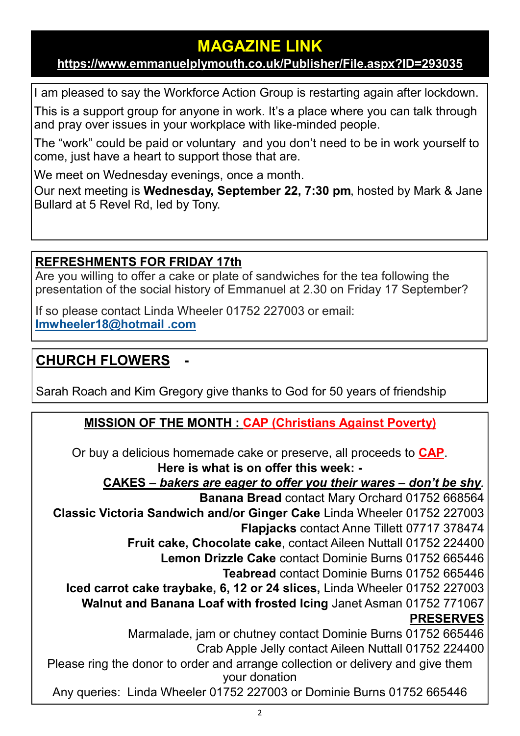## MAGAZINE LINK

**https://www.emmanuelplymouth.co.uk/Publisher/File.aspx?ID=293035**

I am pleased to say the Workforce Action Group is restarting again after lockdown.

This is a support group for anyone in work. It's a place where you can talk through and pray over issues in your workplace with like-minded people.

The "work" could be paid or voluntary and you don't need to be in work yourself to come, just have a heart to support those that are.

We meet on Wednesday evenings, once a month.
Our next meeting is **Wednesday, September 22, 7:30 pm**, hosted by Mark & Jane Bullard at 5 Revel Rd, led by Tony.

## REFRESHMENTS FOR FRIDAY 17th

Are you willing to offer a cake or plate of sandwiches for the tea following the presentation of the social history of Emmanuel at 2.30 on Friday 17 September?

If so please contact Linda Wheeler 01752 227003 or email: **lmwheeler18@hotmail .com**

## CHURCH FLOWERS -

Sarah Roach and Kim Gregory give thanks to God for 50 years of friendship

## MISSION OF THE MONTH : CAP (Christians Against Poverty)

Or buy a delicious homemade cake or preserve, all proceeds to **CAP**.

**Here is what is on offer this week: -**

**CAKES – *bakers are eager to offer you their wares – don't be shy*.**

**Banana Bread** contact Mary Orchard 01752 668564
**Classic Victoria Sandwich and/or Ginger Cake** Linda Wheeler 01752 227003
**Flapjacks** contact Anne Tillett 07717 378474
**Fruit cake, Chocolate cake**, contact Aileen Nuttall 01752 224400
**Lemon Drizzle Cake** contact Dominie Burns 01752 665446
**Teabread** contact Dominie Burns 01752 665446
**Iced carrot cake traybake, 6, 12 or 24 slices,** Linda Wheeler 01752 227003
**Walnut and Banana Loaf with frosted Icing** Janet Asman 01752 771067

**PRESERVES**

Marmalade, jam or chutney contact Dominie Burns 01752 665446
Crab Apple Jelly contact Aileen Nuttall 01752 224400

Please ring the donor to order and arrange collection or delivery and give them your donation

Any queries: Linda Wheeler 01752 227003 or Dominie Burns 01752 665446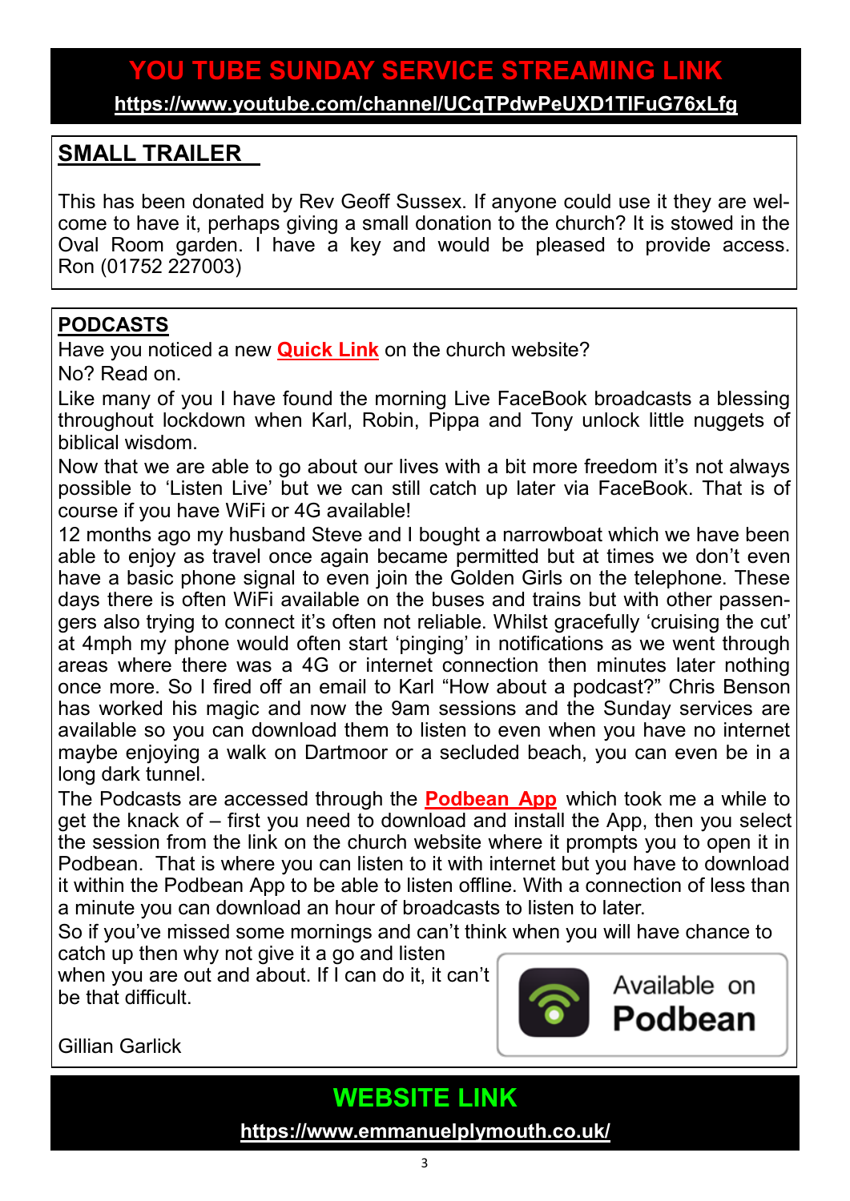## YOU TUBE SUNDAY SERVICE STREAMING LINK

**https://www.youtube.com/channel/UCqTPdwPeUXD1TIFuG76xLfg**

## SMALL TRAILER

This has been donated by Rev Geoff Sussex. If anyone could use it they are welcome to have it, perhaps giving a small donation to the church? It is stowed in the Oval Room garden. I have a key and would be pleased to provide access. Ron (01752 227003)

## PODCASTS

Have you noticed a new **Quick Link** on the church website?

No? Read on.

Like many of you I have found the morning Live FaceBook broadcasts a blessing throughout lockdown when Karl, Robin, Pippa and Tony unlock little nuggets of biblical wisdom.

Now that we are able to go about our lives with a bit more freedom it's not always possible to 'Listen Live' but we can still catch up later via FaceBook. That is of course if you have WiFi or 4G available!

12 months ago my husband Steve and I bought a narrowboat which we have been able to enjoy as travel once again became permitted but at times we don't even have a basic phone signal to even join the Golden Girls on the telephone. These days there is often WiFi available on the buses and trains but with other passengers also trying to connect it's often not reliable. Whilst gracefully 'cruising the cut' at 4mph my phone would often start 'pinging' in notifications as we went through areas where there was a 4G or internet connection then minutes later nothing once more. So I fired off an email to Karl "How about a podcast?" Chris Benson has worked his magic and now the 9am sessions and the Sunday services are available so you can download them to listen to even when you have no internet maybe enjoying a walk on Dartmoor or a secluded beach, you can even be in a long dark tunnel.

The Podcasts are accessed through the **Podbean App** which took me a while to get the knack of – first you need to download and install the App, then you select the session from the link on the church website where it prompts you to open it in Podbean. That is where you can listen to it with internet but you have to download it within the Podbean App to be able to listen offline. With a connection of less than a minute you can download an hour of broadcasts to listen to later.

So if you've missed some mornings and can't think when you will have chance to catch up then why not give it a go and listen when you are out and about. If I can do it, it can't be that difficult.

Available on **Podbean**

Gillian Garlick

## WEBSITE LINK

**https://www.emmanuelplymouth.co.uk/**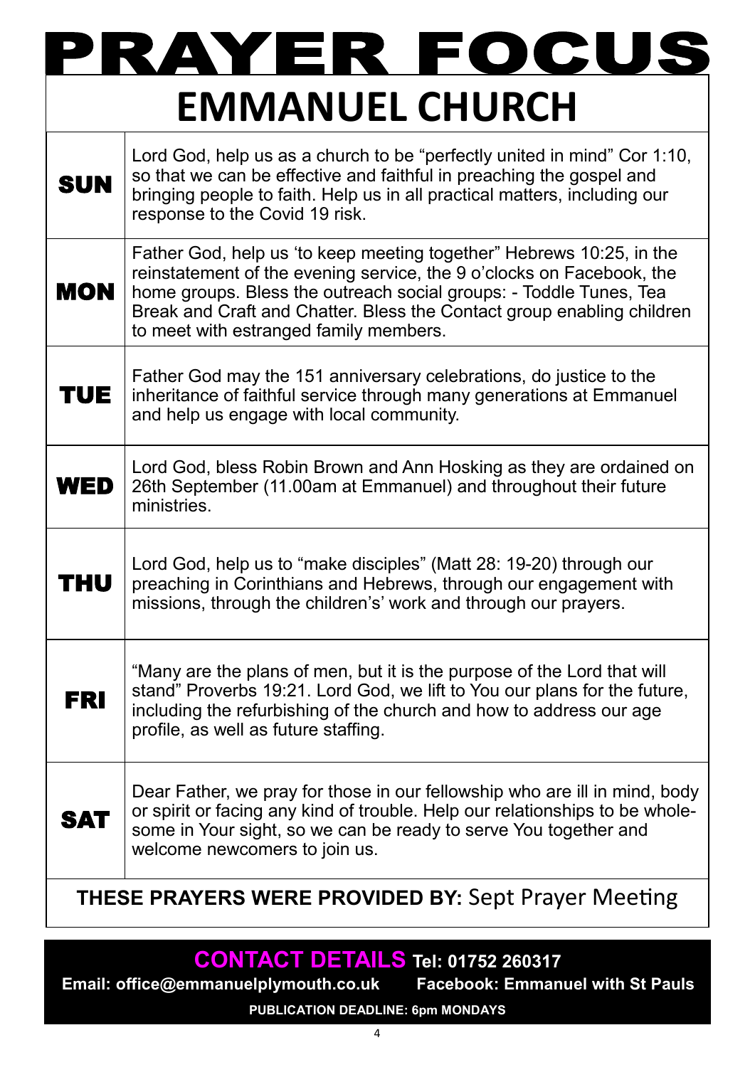# PRAYER FOCUS

## EMMANUEL CHURCH

| | |
|---|---|
| **SUN** | Lord God, help us as a church to be "perfectly united in mind" Cor 1:10, so that we can be effective and faithful in preaching the gospel and bringing people to faith. Help us in all practical matters, including our response to the Covid 19 risk. |
| **MON** | Father God, help us 'to keep meeting together" Hebrews 10:25, in the reinstatement of the evening service, the 9 o'clocks on Facebook, the home groups. Bless the outreach social groups: - Toddle Tunes, Tea Break and Craft and Chatter. Bless the Contact group enabling children to meet with estranged family members. |
| **TUE** | Father God may the 151 anniversary celebrations, do justice to the inheritance of faithful service through many generations at Emmanuel and help us engage with local community. |
| **WED** | Lord God, bless Robin Brown and Ann Hosking as they are ordained on 26th September (11.00am at Emmanuel) and throughout their future ministries. |
| **THU** | Lord God, help us to "make disciples" (Matt 28: 19-20) through our preaching in Corinthians and Hebrews, through our engagement with missions, through the children's' work and through our prayers. |
| **FRI** | "Many are the plans of men, but it is the purpose of the Lord that will stand" Proverbs 19:21. Lord God, we lift to You our plans for the future, including the refurbishing of the church and how to address our age profile, as well as future staffing. |
| **SAT** | Dear Father, we pray for those in our fellowship who are ill in mind, body or spirit or facing any kind of trouble. Help our relationships to be wholesome in Your sight, so we can be ready to serve You together and welcome newcomers to join us. |

**THESE PRAYERS WERE PROVIDED BY:** Sept Prayer Meeting

**CONTACT DETAILS Tel: 01752 260317**

**Email: office@emmanuelplymouth.co.uk** **Facebook: Emmanuel with St Pauls**

**PUBLICATION DEADLINE: 6pm MONDAYS**